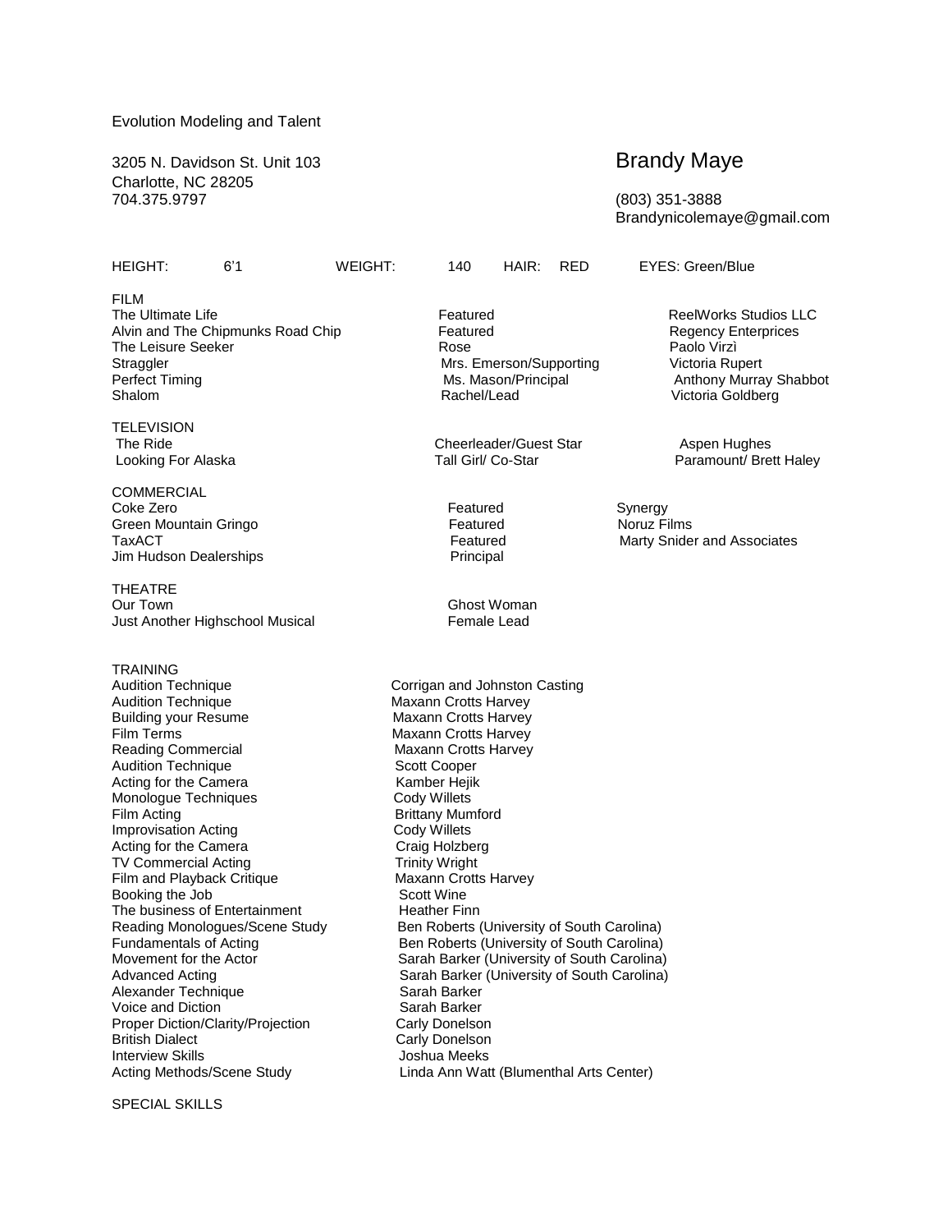Evolution Modeling and Talent

3205 N. Davidson St. Unit 103
Charlotte, NC 28205
704.375.9797

# Brandy Maye

(803) 351-3888
Brandynicolemaye@gmail.com

| HEIGHT: | 6'1 | WEIGHT: | 140 | HAIR: | RED | EYES: Green/Blue |
|---|---|---|---|---|---|---|

## FILM

| | | |
|---|---|---|
| The Ultimate Life | Featured | ReelWorks Studios LLC |
| Alvin and The Chipmunks Road Chip | Featured | Regency Enterprices |
| The Leisure Seeker | Rose | Paolo Virzì |
| Straggler | Mrs. Emerson/Supporting | Victoria Rupert |
| Perfect Timing | Ms. Mason/Principal | Anthony Murray Shabbot |
| Shalom | Rachel/Lead | Victoria Goldberg |

## TELEVISION

| | | |
|---|---|---|
| The Ride | Cheerleader/Guest Star | Aspen Hughes |
| Looking For Alaska | Tall Girl/ Co-Star | Paramount/ Brett Haley |

## COMMERCIAL

| | | |
|---|---|---|
| Coke Zero | Featured | Synergy |
| Green Mountain Gringo | Featured | Noruz Films |
| TaxACT | Featured | Marty Snider and Associates |
| Jim Hudson Dealerships | Principal | |

## THEATRE

| | |
|---|---|
| Our Town | Ghost Woman |
| Just Another Highschool Musical | Female Lead |

## TRAINING

| | |
|---|---|
| Audition Technique | Corrigan and Johnston Casting |
| Audition Technique | Maxann Crotts Harvey |
| Building your Resume | Maxann Crotts Harvey |
| Film Terms | Maxann Crotts Harvey |
| Reading Commercial | Maxann Crotts Harvey |
| Audition Technique | Scott Cooper |
| Acting for the Camera | Kamber Hejik |
| Monologue Techniques | Cody Willets |
| Film Acting | Brittany Mumford |
| Improvisation Acting | Cody Willets |
| Acting for the Camera | Craig Holzberg |
| TV Commercial Acting | Trinity Wright |
| Film and Playback Critique | Maxann Crotts Harvey |
| Booking the Job | Scott Wine |
| The business of Entertainment | Heather Finn |
| Reading Monologues/Scene Study | Ben Roberts (University of South Carolina) |
| Fundamentals of Acting | Ben Roberts (University of South Carolina) |
| Movement for the Actor | Sarah Barker (University of South Carolina) |
| Advanced Acting | Sarah Barker (University of South Carolina) |
| Alexander Technique | Sarah Barker |
| Voice and Diction | Sarah Barker |
| Proper Diction/Clarity/Projection | Carly Donelson |
| British Dialect | Carly Donelson |
| Interview Skills | Joshua Meeks |
| Acting Methods/Scene Study | Linda Ann Watt (Blumenthal Arts Center) |

## SPECIAL SKILLS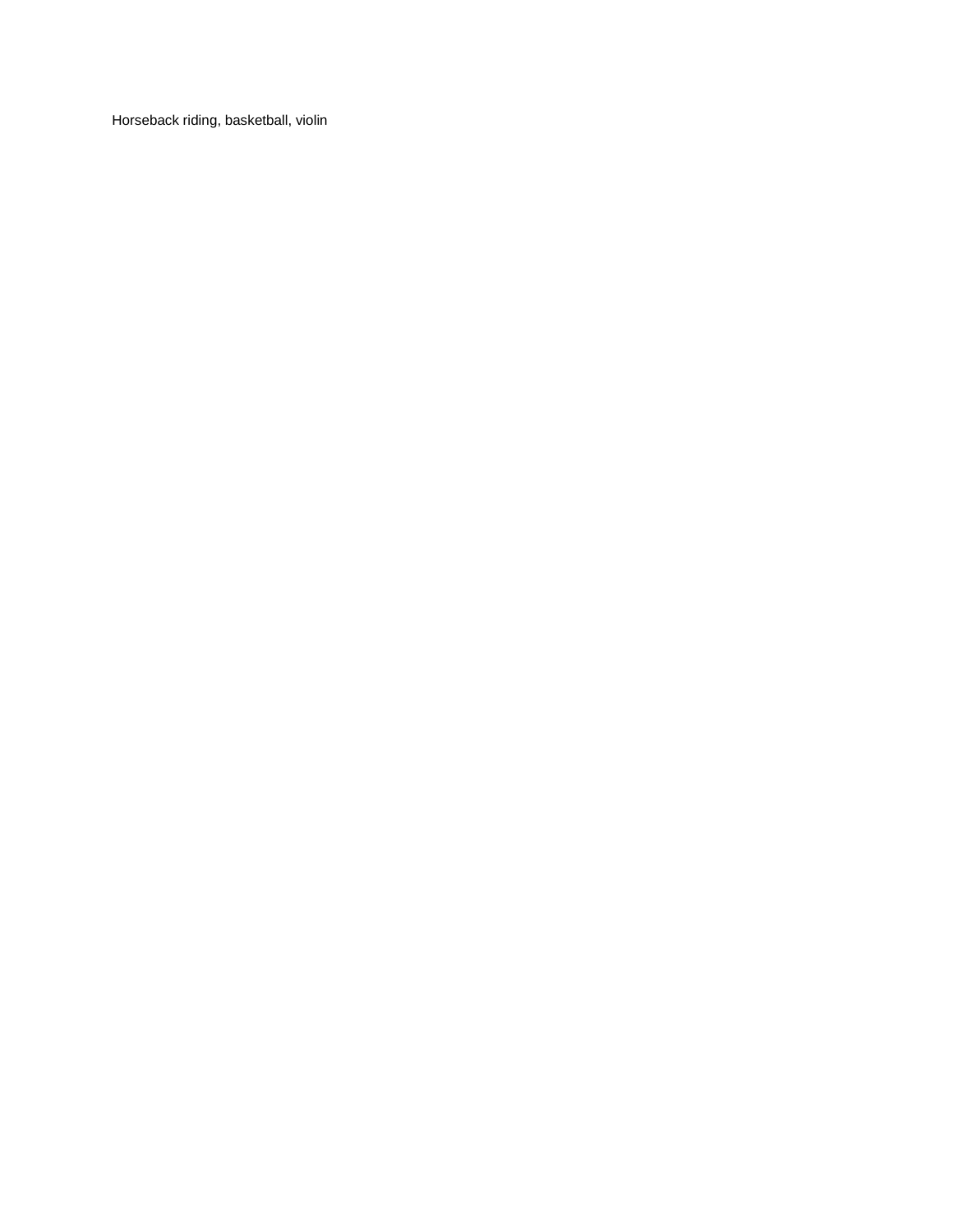Horseback riding, basketball, violin